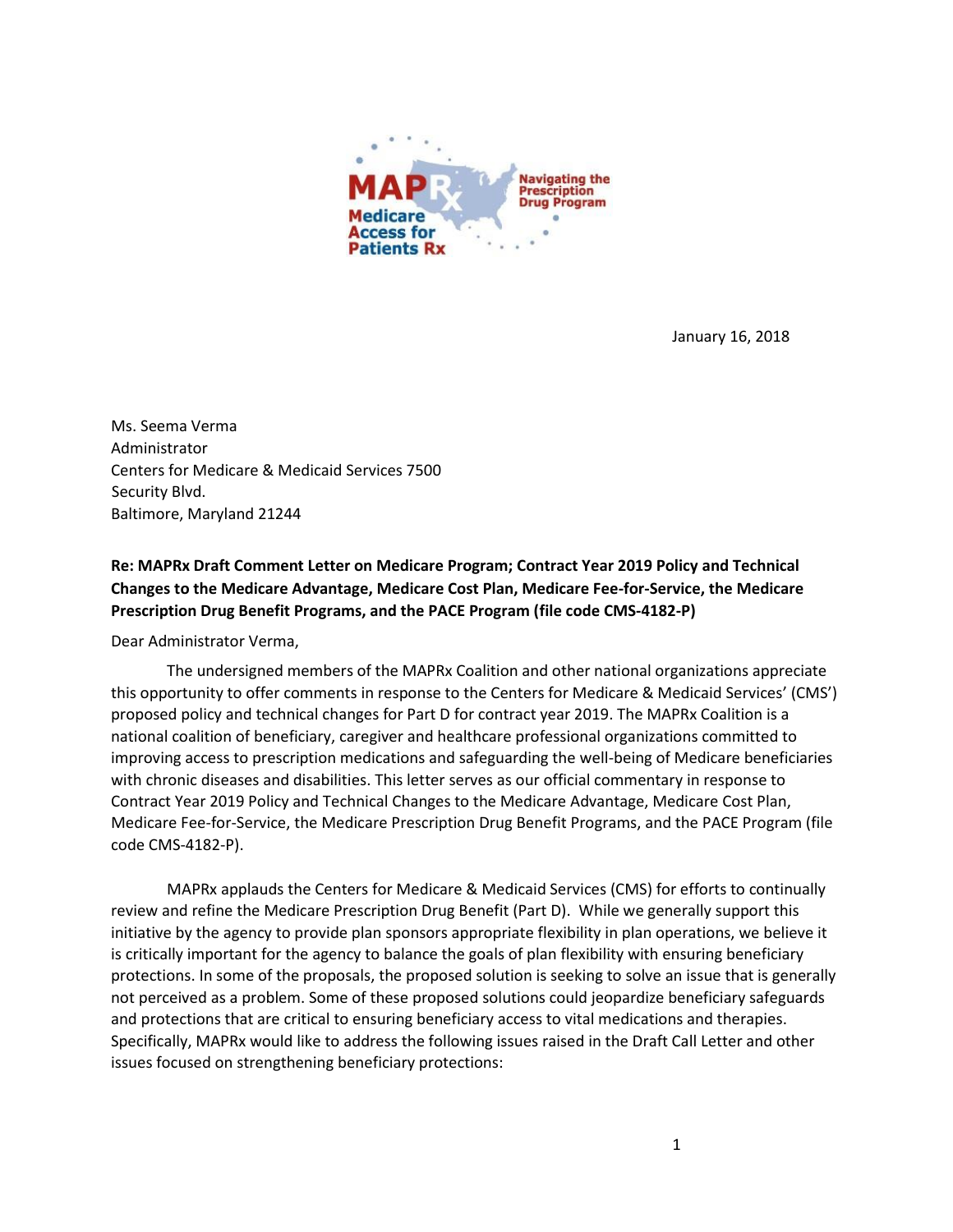January 16, 2018

Ms. Seema Verma
Administrator
Centers for Medicare & Medicaid Services 7500
Security Blvd.
Baltimore, Maryland 21244

**Re: MAPRx Draft Comment Letter on Medicare Program; Contract Year 2019 Policy and Technical Changes to the Medicare Advantage, Medicare Cost Plan, Medicare Fee-for-Service, the Medicare Prescription Drug Benefit Programs, and the PACE Program (file code CMS-4182-P)**

Dear Administrator Verma,

The undersigned members of the MAPRx Coalition and other national organizations appreciate this opportunity to offer comments in response to the Centers for Medicare & Medicaid Services' (CMS') proposed policy and technical changes for Part D for contract year 2019. The MAPRx Coalition is a national coalition of beneficiary, caregiver and healthcare professional organizations committed to improving access to prescription medications and safeguarding the well-being of Medicare beneficiaries with chronic diseases and disabilities. This letter serves as our official commentary in response to Contract Year 2019 Policy and Technical Changes to the Medicare Advantage, Medicare Cost Plan, Medicare Fee-for-Service, the Medicare Prescription Drug Benefit Programs, and the PACE Program (file code CMS-4182-P).

MAPRx applauds the Centers for Medicare & Medicaid Services (CMS) for efforts to continually review and refine the Medicare Prescription Drug Benefit (Part D). While we generally support this initiative by the agency to provide plan sponsors appropriate flexibility in plan operations, we believe it is critically important for the agency to balance the goals of plan flexibility with ensuring beneficiary protections. In some of the proposals, the proposed solution is seeking to solve an issue that is generally not perceived as a problem. Some of these proposed solutions could jeopardize beneficiary safeguards and protections that are critical to ensuring beneficiary access to vital medications and therapies. Specifically, MAPRx would like to address the following issues raised in the Draft Call Letter and other issues focused on strengthening beneficiary protections: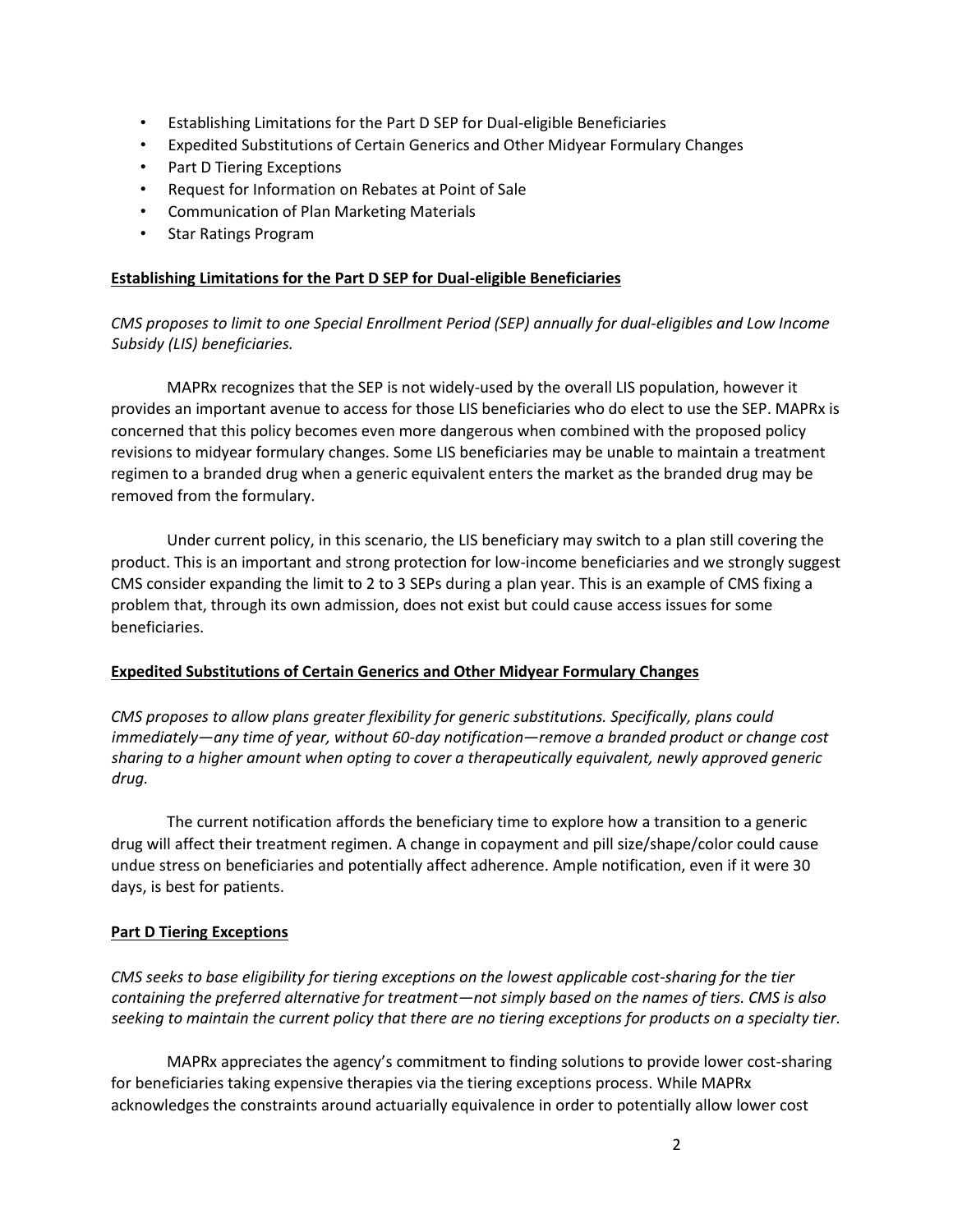- Establishing Limitations for the Part D SEP for Dual-eligible Beneficiaries
- Expedited Substitutions of Certain Generics and Other Midyear Formulary Changes
- Part D Tiering Exceptions
- Request for Information on Rebates at Point of Sale
- Communication of Plan Marketing Materials
- Star Ratings Program

**Establishing Limitations for the Part D SEP for Dual-eligible Beneficiaries**

*CMS proposes to limit to one Special Enrollment Period (SEP) annually for dual-eligibles and Low Income Subsidy (LIS) beneficiaries.*

MAPRx recognizes that the SEP is not widely-used by the overall LIS population, however it provides an important avenue to access for those LIS beneficiaries who do elect to use the SEP. MAPRx is concerned that this policy becomes even more dangerous when combined with the proposed policy revisions to midyear formulary changes. Some LIS beneficiaries may be unable to maintain a treatment regimen to a branded drug when a generic equivalent enters the market as the branded drug may be removed from the formulary.

Under current policy, in this scenario, the LIS beneficiary may switch to a plan still covering the product. This is an important and strong protection for low-income beneficiaries and we strongly suggest CMS consider expanding the limit to 2 to 3 SEPs during a plan year. This is an example of CMS fixing a problem that, through its own admission, does not exist but could cause access issues for some beneficiaries.

**Expedited Substitutions of Certain Generics and Other Midyear Formulary Changes**

*CMS proposes to allow plans greater flexibility for generic substitutions. Specifically, plans could immediately—any time of year, without 60-day notification—remove a branded product or change cost sharing to a higher amount when opting to cover a therapeutically equivalent, newly approved generic drug.*

The current notification affords the beneficiary time to explore how a transition to a generic drug will affect their treatment regimen. A change in copayment and pill size/shape/color could cause undue stress on beneficiaries and potentially affect adherence. Ample notification, even if it were 30 days, is best for patients.

**Part D Tiering Exceptions**

*CMS seeks to base eligibility for tiering exceptions on the lowest applicable cost-sharing for the tier containing the preferred alternative for treatment—not simply based on the names of tiers. CMS is also seeking to maintain the current policy that there are no tiering exceptions for products on a specialty tier.*

MAPRx appreciates the agency's commitment to finding solutions to provide lower cost-sharing for beneficiaries taking expensive therapies via the tiering exceptions process. While MAPRx acknowledges the constraints around actuarially equivalence in order to potentially allow lower cost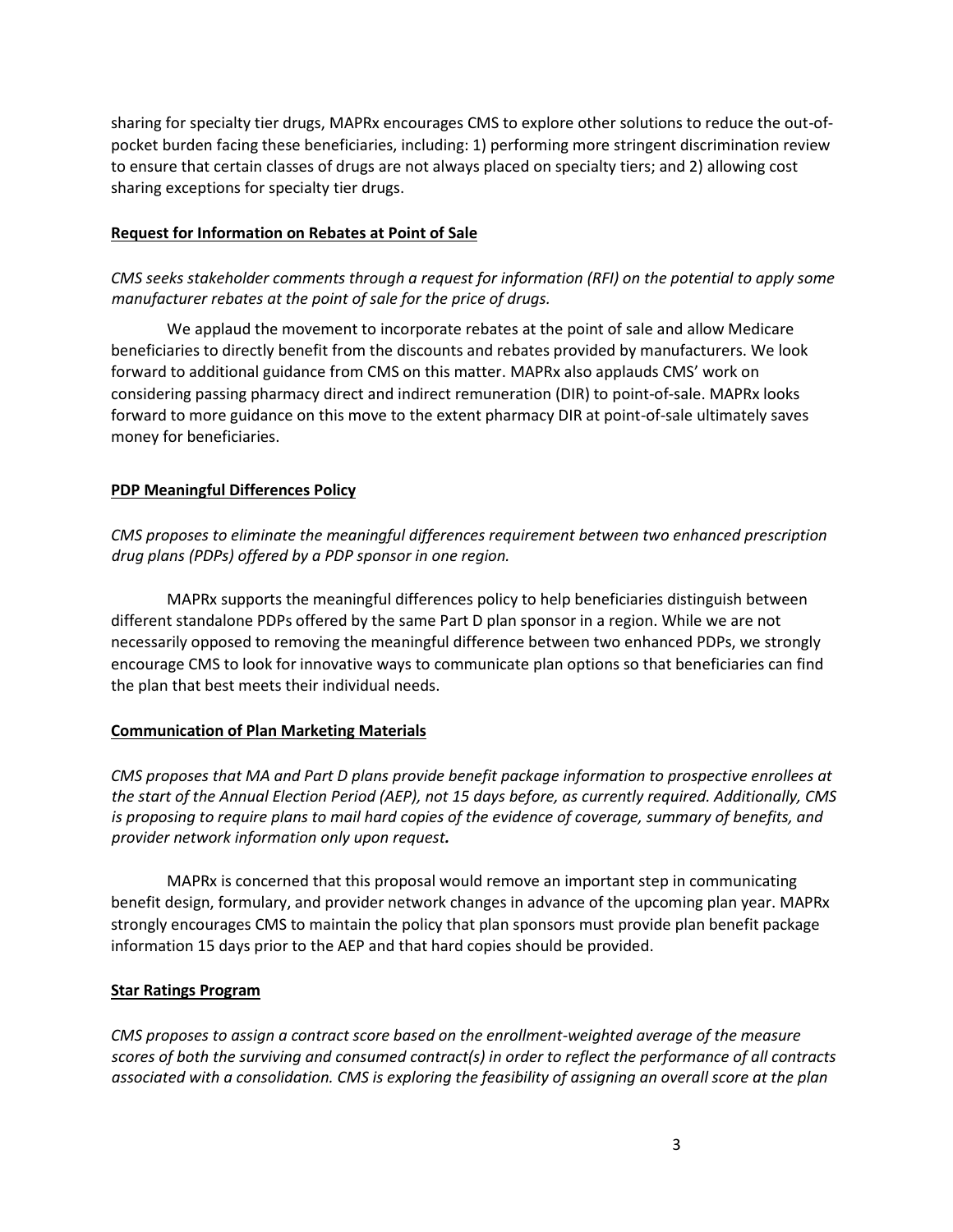sharing for specialty tier drugs, MAPRx encourages CMS to explore other solutions to reduce the out-of-pocket burden facing these beneficiaries, including: 1) performing more stringent discrimination review to ensure that certain classes of drugs are not always placed on specialty tiers; and 2) allowing cost sharing exceptions for specialty tier drugs.

**Request for Information on Rebates at Point of Sale**

*CMS seeks stakeholder comments through a request for information (RFI) on the potential to apply some manufacturer rebates at the point of sale for the price of drugs.*

We applaud the movement to incorporate rebates at the point of sale and allow Medicare beneficiaries to directly benefit from the discounts and rebates provided by manufacturers. We look forward to additional guidance from CMS on this matter. MAPRx also applauds CMS' work on considering passing pharmacy direct and indirect remuneration (DIR) to point-of-sale. MAPRx looks forward to more guidance on this move to the extent pharmacy DIR at point-of-sale ultimately saves money for beneficiaries.

**PDP Meaningful Differences Policy**

*CMS proposes to eliminate the meaningful differences requirement between two enhanced prescription drug plans (PDPs) offered by a PDP sponsor in one region.*

MAPRx supports the meaningful differences policy to help beneficiaries distinguish between different standalone PDPs offered by the same Part D plan sponsor in a region. While we are not necessarily opposed to removing the meaningful difference between two enhanced PDPs, we strongly encourage CMS to look for innovative ways to communicate plan options so that beneficiaries can find the plan that best meets their individual needs.

**Communication of Plan Marketing Materials**

*CMS proposes that MA and Part D plans provide benefit package information to prospective enrollees at the start of the Annual Election Period (AEP), not 15 days before, as currently required. Additionally, CMS is proposing to require plans to mail hard copies of the evidence of coverage, summary of benefits, and provider network information only upon request.*

MAPRx is concerned that this proposal would remove an important step in communicating benefit design, formulary, and provider network changes in advance of the upcoming plan year. MAPRx strongly encourages CMS to maintain the policy that plan sponsors must provide plan benefit package information 15 days prior to the AEP and that hard copies should be provided.

**Star Ratings Program**

*CMS proposes to assign a contract score based on the enrollment-weighted average of the measure scores of both the surviving and consumed contract(s) in order to reflect the performance of all contracts associated with a consolidation. CMS is exploring the feasibility of assigning an overall score at the plan*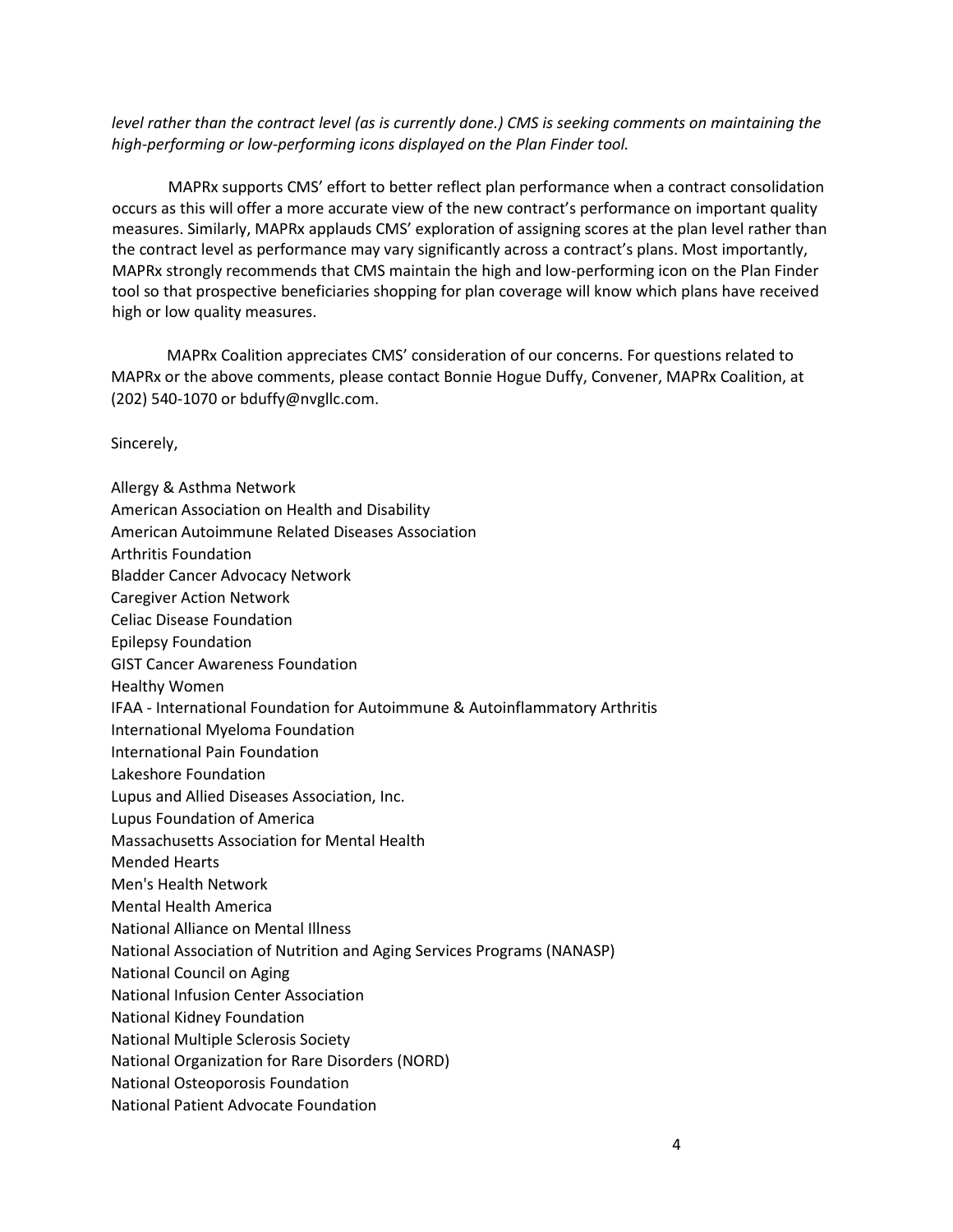*level rather than the contract level (as is currently done.) CMS is seeking comments on maintaining the high-performing or low-performing icons displayed on the Plan Finder tool.*

MAPRx supports CMS' effort to better reflect plan performance when a contract consolidation occurs as this will offer a more accurate view of the new contract's performance on important quality measures. Similarly, MAPRx applauds CMS' exploration of assigning scores at the plan level rather than the contract level as performance may vary significantly across a contract's plans. Most importantly, MAPRx strongly recommends that CMS maintain the high and low-performing icon on the Plan Finder tool so that prospective beneficiaries shopping for plan coverage will know which plans have received high or low quality measures.

MAPRx Coalition appreciates CMS' consideration of our concerns. For questions related to MAPRx or the above comments, please contact Bonnie Hogue Duffy, Convener, MAPRx Coalition, at (202) 540-1070 or bduffy@nvgllc.com.

Sincerely,

Allergy & Asthma Network
American Association on Health and Disability
American Autoimmune Related Diseases Association
Arthritis Foundation
Bladder Cancer Advocacy Network
Caregiver Action Network
Celiac Disease Foundation
Epilepsy Foundation
GIST Cancer Awareness Foundation
Healthy Women
IFAA - International Foundation for Autoimmune & Autoinflammatory Arthritis
International Myeloma Foundation
International Pain Foundation
Lakeshore Foundation
Lupus and Allied Diseases Association, Inc.
Lupus Foundation of America
Massachusetts Association for Mental Health
Mended Hearts
Men's Health Network
Mental Health America
National Alliance on Mental Illness
National Association of Nutrition and Aging Services Programs (NANASP)
National Council on Aging
National Infusion Center Association
National Kidney Foundation
National Multiple Sclerosis Society
National Organization for Rare Disorders (NORD)
National Osteoporosis Foundation
National Patient Advocate Foundation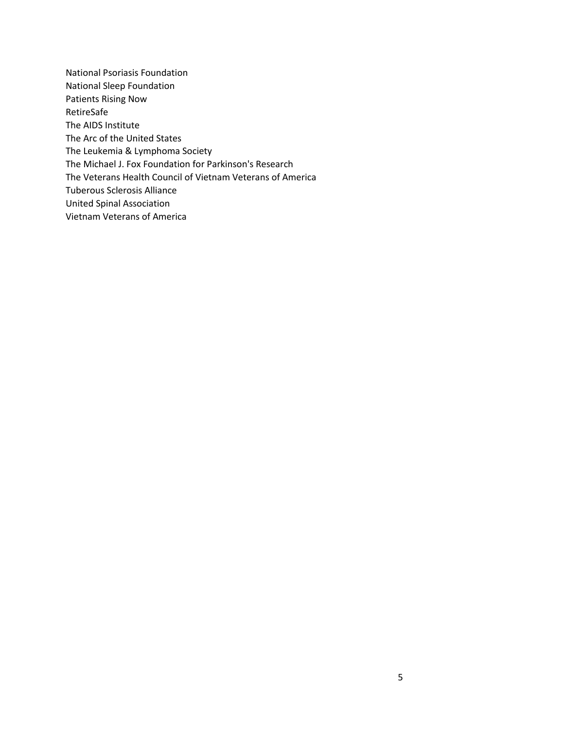National Psoriasis Foundation
National Sleep Foundation
Patients Rising Now
RetireSafe
The AIDS Institute
The Arc of the United States
The Leukemia & Lymphoma Society
The Michael J. Fox Foundation for Parkinson's Research
The Veterans Health Council of Vietnam Veterans of America
Tuberous Sclerosis Alliance
United Spinal Association
Vietnam Veterans of America